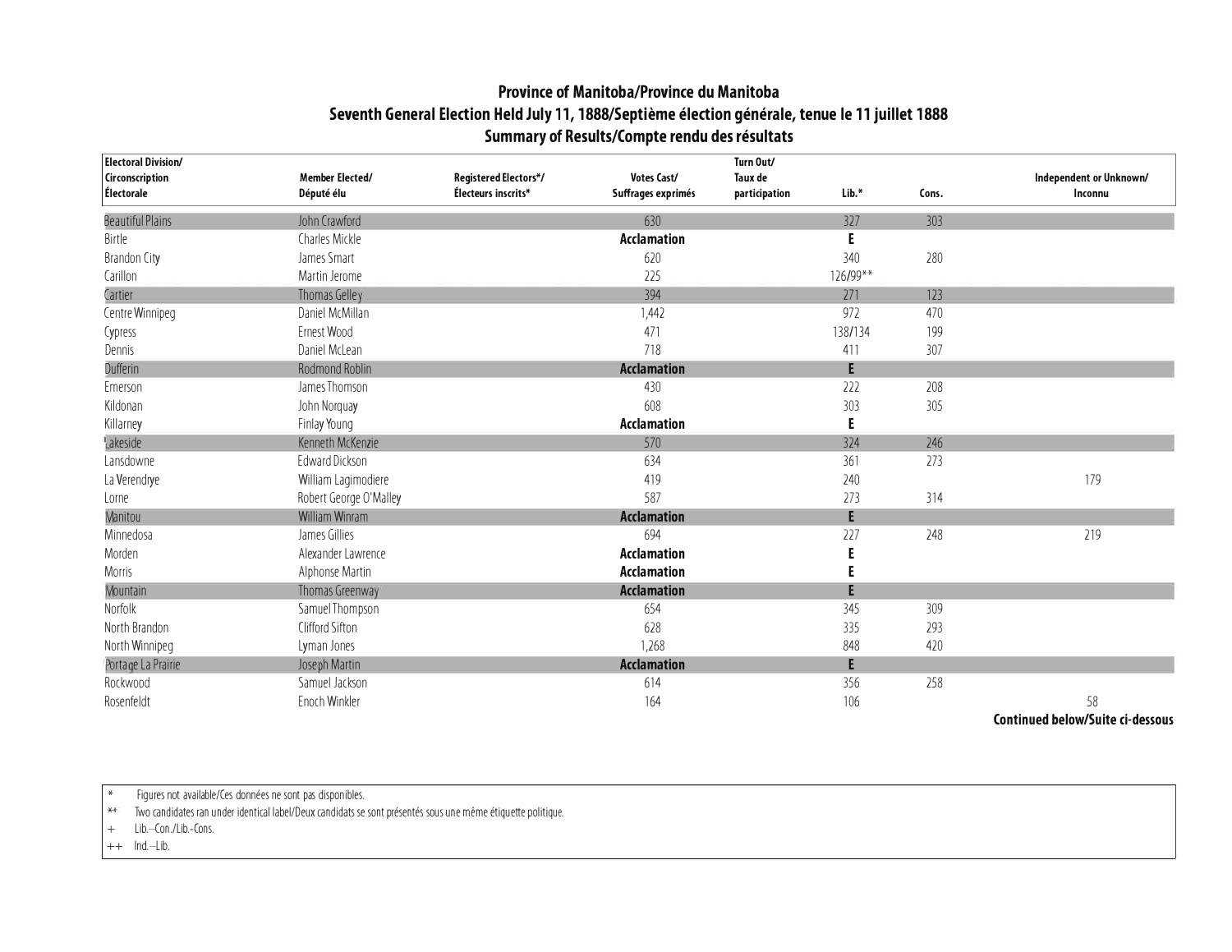# Province of Manitoba/Province du Manitoba

## Seventh General Election Held July 11, 1888/Septième élection générale, tenue le 11 juillet 1888

## Summary of Results/Compte rendu des résultats

| Electoral Division/ Circonscription Électorale | Member Elected/ Député élu | Registered Electors*/ Électeurs inscrits* | Votes Cast/ Suffrages exprimés | Turn Out/ Taux de participation | Lib.* | Cons. | Independent or Unknown/ Inconnu |
|---|---|---|---|---|---|---|---|
| Beautiful Plains | John Crawford | | 630 | | 327 | 303 | |
| Birtle | Charles Mickle | | **Acclamation** | | **E** | | |
| Brandon City | James Smart | | 620 | | 340 | 280 | |
| Carillon | Martin Jerome | | 225 | | 126/99** | | |
| Cartier | Thomas Gelley | | 394 | | 271 | 123 | |
| Centre Winnipeg | Daniel McMillan | | 1,442 | | 972 | 470 | |
| Cypress | Ernest Wood | | 471 | | 138/134 | 199 | |
| Dennis | Daniel McLean | | 718 | | 411 | 307 | |
| Dufferin | Rodmond Roblin | | **Acclamation** | | **E** | | |
| Emerson | James Thomson | | 430 | | 222 | 208 | |
| Kildonan | John Norquay | | 608 | | 303 | 305 | |
| Killarney | Finlay Young | | **Acclamation** | | **E** | | |
| Lakeside | Kenneth McKenzie | | 570 | | 324 | 246 | |
| Lansdowne | Edward Dickson | | 634 | | 361 | 273 | |
| La Verendrye | William Lagimodiere | | 419 | | 240 | | 179 |
| Lorne | Robert George O'Malley | | 587 | | 273 | 314 | |
| Manitou | William Winram | | **Acclamation** | | **E** | | |
| Minnedosa | James Gillies | | 694 | | 227 | 248 | 219 |
| Morden | Alexander Lawrence | | **Acclamation** | | **E** | | |
| Morris | Alphonse Martin | | **Acclamation** | | **E** | | |
| Mountain | Thomas Greenway | | **Acclamation** | | **E** | | |
| Norfolk | Samuel Thompson | | 654 | | 345 | 309 | |
| North Brandon | Clifford Sifton | | 628 | | 335 | 293 | |
| North Winnipeg | Lyman Jones | | 1,268 | | 848 | 420 | |
| Portage La Prairie | Joseph Martin | | **Acclamation** | | **E** | | |
| Rockwood | Samuel Jackson | | 614 | | 356 | 258 | |
| Rosenfeldt | Enoch Winkler | | 164 | | 106 | | 58 |

**Continued below/Suite ci-dessous**

\* Figures not available/Ces données ne sont pas disponibles.
** Two candidates ran under identical label/Deux candidats se sont présentés sous une même étiquette politique.
\+ Lib.–Con./Lib.-Cons.
++ Ind.–Lib.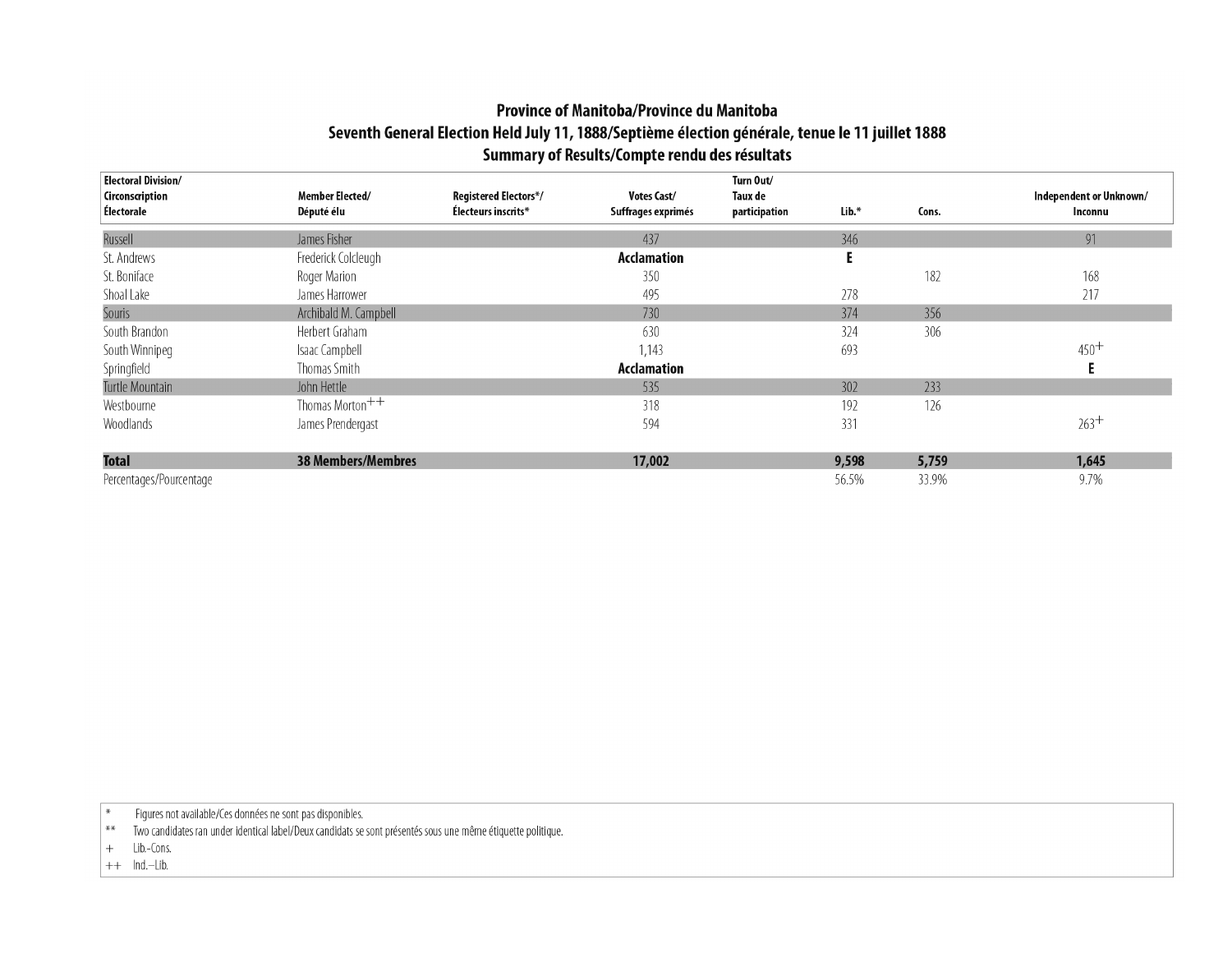## Province of Manitoba/Province du Manitoba
## Seventh General Election Held July 11, 1888/Septième élection générale, tenue le 11 juillet 1888
## Summary of Results/Compte rendu des résultats

| Electoral Division/ Circonscription Électorale | Member Elected/ Député élu | Registered Electors*/ Électeurs inscrits* | Votes Cast/ Suffrages exprimés | Turn Out/ Taux de participation | Lib.* | Cons. | Independent or Unknown/ Inconnu |
|---|---|---|---|---|---|---|---|
| Russell | James Fisher | | 437 | | 346 | | 91 |
| St. Andrews | Frederick Colcleugh | | **Acclamation** | | **E** | | |
| St. Boniface | Roger Marion | | 350 | | | 182 | 168 |
| Shoal Lake | James Harrower | | 495 | | 278 | | 217 |
| Souris | Archibald M. Campbell | | 730 | | 374 | 356 | |
| South Brandon | Herbert Graham | | 630 | | 324 | 306 | |
| South Winnipeg | Isaac Campbell | | 1,143 | | 693 | | 450+ |
| Springfield | Thomas Smith | | **Acclamation** | | | | **E** |
| Turtle Mountain | John Hettle | | 535 | | 302 | 233 | |
| Westbourne | Thomas Morton++ | | 318 | | 192 | 126 | |
| Woodlands | James Prendergast | | 594 | | 331 | | 263+ |
| **Total** | **38 Members/Membres** | | **17,002** | | **9,598** | **5,759** | **1,645** |
| Percentages/Pourcentage | | | | | 56.5% | 33.9% | 9.7% |

\* Figures not available/Ces données ne sont pas disponibles.

\*\* Two candidates ran under identical label/Deux candidats se sont présentés sous une même étiquette politique.

\+ Lib.-Cons.

++ Ind.–Lib.